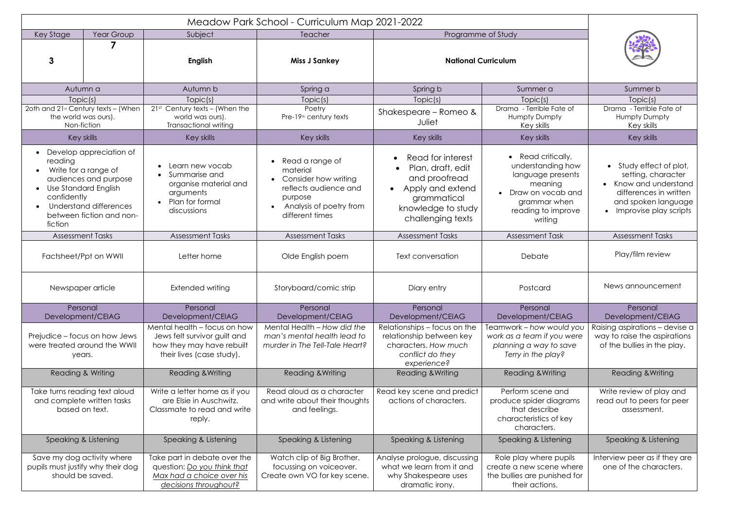# Meadow Park School - Curriculum Map 2021-2022

| Key Stage | Year Group | Subject | Teacher | Programme of Study |
|---|---|---|---|---|
| **3** | **7** | **English** | **Miss J Sankey** | **National Curriculum** |

| | Autumn a | Autumn b | Spring a | Spring b | Summer a | Summer b |
|---|---|---|---|---|---|---|
| **Topic(s)** | 2oth and 21st Century texts – (When the world was ours). Non-fiction | 21st Century texts – (When the world was ours). Transactional writing | Poetry Pre-19th century texts | Shakespeare – Romeo & Juliet | Drama - Terrible Fate of Humpty Dumpty Key skills | Drama - Terrible Fate of Humpty Dumpty Key skills |
| **Key skills** | • Develop appreciation of reading<br>• Write for a range of audiences and purpose<br>• Use Standard English confidently<br>• Understand differences between fiction and non-fiction | • Learn new vocab<br>• Summarise and organise material and arguments<br>• Plan for formal discussions | • Read a range of material<br>• Consider how writing reflects audience and purpose<br>• Analysis of poetry from different times | • Read for interest<br>• Plan, draft, edit and proofread<br>• Apply and extend grammatical knowledge to study challenging texts | • Read critically, understanding how language presents meaning<br>• Draw on vocab and grammar when reading to improve writing | • Study effect of plot, setting, character<br>• Know and understand differences in written and spoken language<br>• Improvise play scripts |
| **Assessment Tasks** | Factsheet/Ppt on WWII<br><br>Newspaper article | Letter home<br><br>Extended writing | Olde English poem<br><br>Storyboard/comic strip | Text conversation<br><br>Diary entry | Debate<br><br>Postcard | Play/film review<br><br>News announcement |
| **Personal Development/CEIAG** | Prejudice – focus on how Jews were treated around the WWII years. | Mental health – focus on how Jews felt survivor guilt and how they may have rebuilt their lives (case study). | Mental Health – *How did the man's mental health lead to murder in The Tell-Tale Heart?* | Relationships – focus on the relationship between key characters. *How much conflict do they experience?* | Teamwork – *how would you work as a team if you were planning a way to save Terry in the play?* | Raising aspirations – devise a way to raise the aspirations of the bullies in the play. |
| **Reading & Writing** | Take turns reading text aloud and complete written tasks based on text. | Write a letter home as if you are Elsie in Auschwitz. Classmate to read and write reply. | Read aloud as a character and write about their thoughts and feelings. | Read key scene and predict actions of characters. | Perform scene and produce spider diagrams that describe characteristics of key characters. | Write review of play and read out to peers for peer assessment. |
| **Speaking & Listening** | Save my dog activity where pupils must justify why their dog should be saved. | Take part in debate over the question: <u>*Do you think that Max had a choice over his decisions throughout?*</u> | Watch clip of Big Brother, focussing on voiceover. Create own VO for key scene. | Analyse prologue, discussing what we learn from it and why Shakespeare uses dramatic irony. | Role play where pupils create a new scene where the bullies are punished for their actions. | Interview peer as if they are one of the characters. |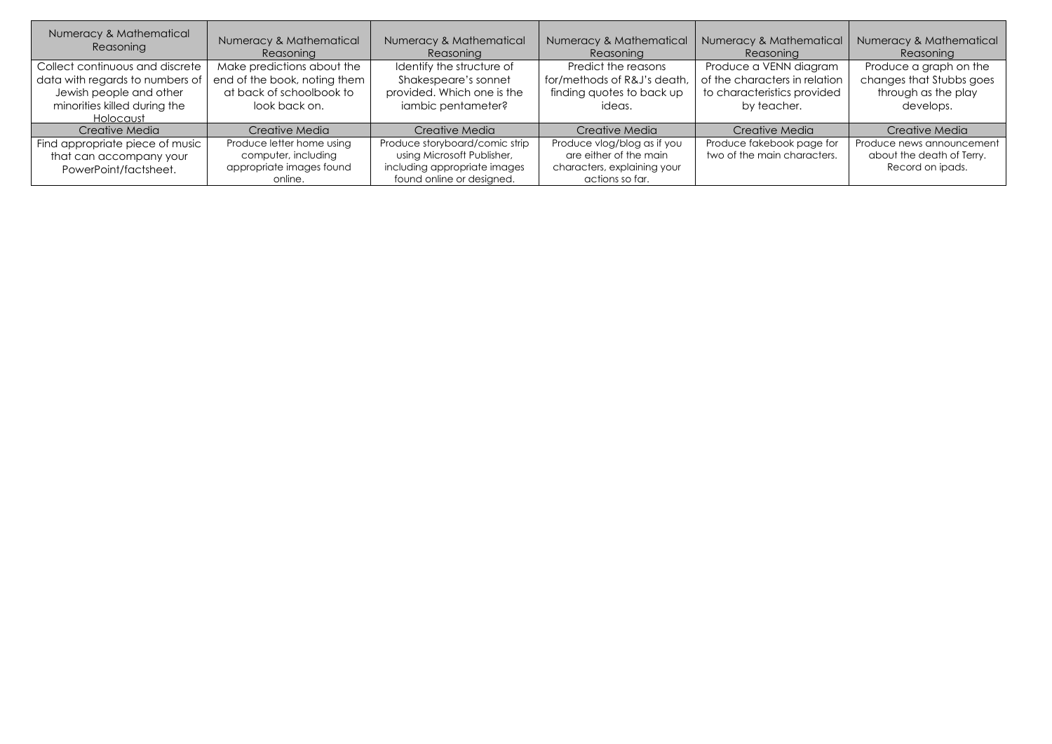| | | | | | |
|---|---|---|---|---|---|
| Numeracy & Mathematical Reasoning | Numeracy & Mathematical Reasoning | Numeracy & Mathematical Reasoning | Numeracy & Mathematical Reasoning | Numeracy & Mathematical Reasoning | Numeracy & Mathematical Reasoning |
| Collect continuous and discrete data with regards to numbers of Jewish people and other minorities killed during the Holocaust | Make predictions about the end of the book, noting them at back of schoolbook to look back on. | Identify the structure of Shakespeare's sonnet provided. Which one is the iambic pentameter? | Predict the reasons for/methods of R&J's death, finding quotes to back up ideas. | Produce a VENN diagram of the characters in relation to characteristics provided by teacher. | Produce a graph on the changes that Stubbs goes through as the play develops. |
| Creative Media | Creative Media | Creative Media | Creative Media | Creative Media | Creative Media |
| Find appropriate piece of music that can accompany your PowerPoint/factsheet. | Produce letter home using computer, including appropriate images found online. | Produce storyboard/comic strip using Microsoft Publisher, including appropriate images found online or designed. | Produce vlog/blog as if you are either of the main characters, explaining your actions so far. | Produce fakebook page for two of the main characters. | Produce news announcement about the death of Terry. Record on ipads. |